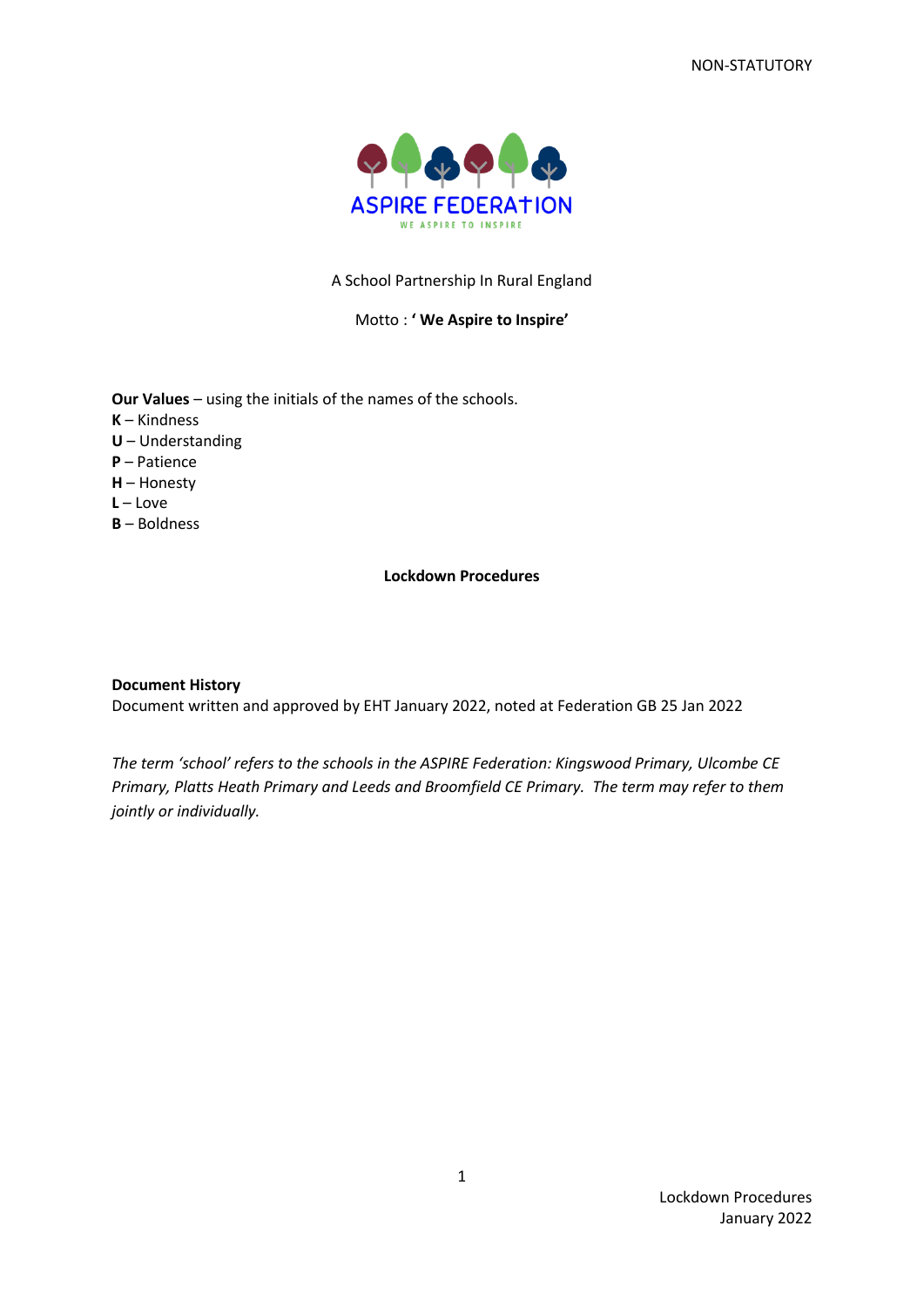NON-STATUTORY

ASPIRE FEDERATION

WE ASPIRE TO INSPIRE

A School Partnership In Rural England

Motto : ' **We Aspire to Inspire'**

**Our Values** – using the initials of the names of the schools.
**K** – Kindness
**U** – Understanding
**P** – Patience
**H** – Honesty
**L** – Love
**B** – Boldness

**Lockdown Procedures**

**Document History**
Document written and approved by EHT January 2022, noted at Federation GB 25 Jan 2022

*The term 'school' refers to the schools in the ASPIRE Federation: Kingswood Primary, Ulcombe CE Primary, Platts Heath Primary and Leeds and Broomfield CE Primary. The term may refer to them jointly or individually.*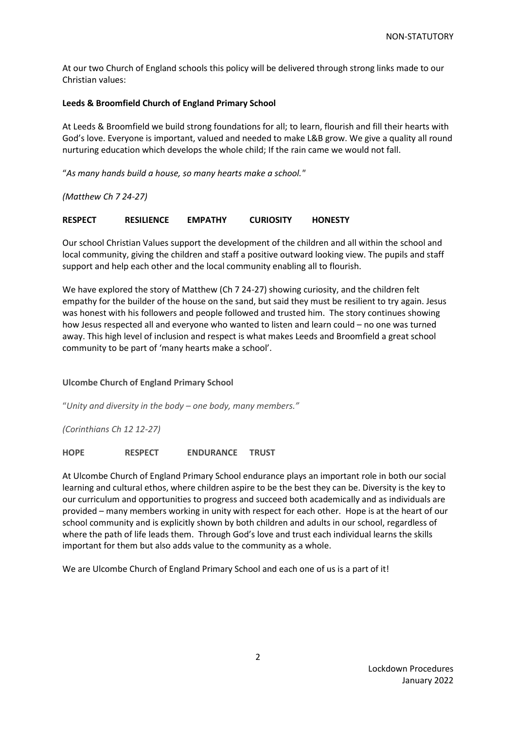At our two Church of England schools this policy will be delivered through strong links made to our Christian values:

**Leeds & Broomfield Church of England Primary School**

At Leeds & Broomfield we build strong foundations for all; to learn, flourish and fill their hearts with God's love. Everyone is important, valued and needed to make L&B grow. We give a quality all round nurturing education which develops the whole child; If the rain came we would not fall.

"*As many hands build a house, so many hearts make a school."*

*(Matthew Ch 7 24-27)*

**RESPECT RESILIENCE EMPATHY CURIOSITY HONESTY**

Our school Christian Values support the development of the children and all within the school and local community, giving the children and staff a positive outward looking view. The pupils and staff support and help each other and the local community enabling all to flourish.

We have explored the story of Matthew (Ch 7 24-27) showing curiosity, and the children felt empathy for the builder of the house on the sand, but said they must be resilient to try again. Jesus was honest with his followers and people followed and trusted him. The story continues showing how Jesus respected all and everyone who wanted to listen and learn could – no one was turned away. This high level of inclusion and respect is what makes Leeds and Broomfield a great school community to be part of 'many hearts make a school'.

**Ulcombe Church of England Primary School**

"*Unity and diversity in the body – one body, many members."*

*(Corinthians Ch 12 12-27)*

**HOPE RESPECT ENDURANCE TRUST**

At Ulcombe Church of England Primary School endurance plays an important role in both our social learning and cultural ethos, where children aspire to be the best they can be. Diversity is the key to our curriculum and opportunities to progress and succeed both academically and as individuals are provided – many members working in unity with respect for each other. Hope is at the heart of our school community and is explicitly shown by both children and adults in our school, regardless of where the path of life leads them. Through God's love and trust each individual learns the skills important for them but also adds value to the community as a whole.

We are Ulcombe Church of England Primary School and each one of us is a part of it!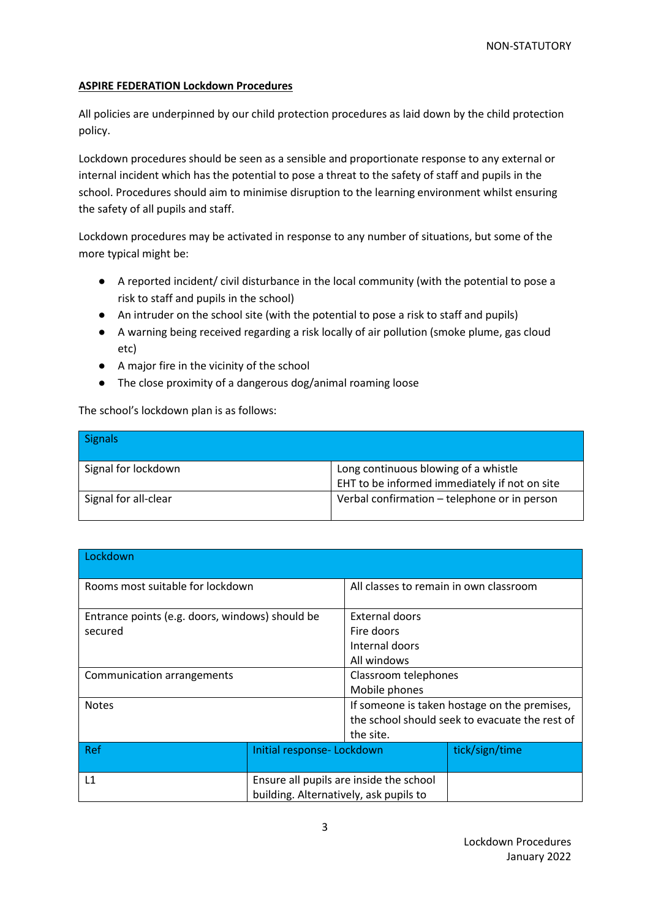**ASPIRE FEDERATION Lockdown Procedures**

All policies are underpinned by our child protection procedures as laid down by the child protection policy.

Lockdown procedures should be seen as a sensible and proportionate response to any external or internal incident which has the potential to pose a threat to the safety of staff and pupils in the school. Procedures should aim to minimise disruption to the learning environment whilst ensuring the safety of all pupils and staff.

Lockdown procedures may be activated in response to any number of situations, but some of the more typical might be:

- A reported incident/ civil disturbance in the local community (with the potential to pose a risk to staff and pupils in the school)
- An intruder on the school site (with the potential to pose a risk to staff and pupils)
- A warning being received regarding a risk locally of air pollution (smoke plume, gas cloud etc)
- A major fire in the vicinity of the school
- The close proximity of a dangerous dog/animal roaming loose

The school's lockdown plan is as follows:

| Signals | |
|---|---|
| Signal for lockdown | Long continuous blowing of a whistle<br>EHT to be informed immediately if not on site |
| Signal for all-clear | Verbal confirmation – telephone or in person |

| Lockdown | | |
|---|---|---|
| Rooms most suitable for lockdown | All classes to remain in own classroom | |
| Entrance points (e.g. doors, windows) should be secured | External doors<br>Fire doors<br>Internal doors<br>All windows | |
| Communication arrangements | Classroom telephones<br>Mobile phones | |
| Notes | If someone is taken hostage on the premises, the school should seek to evacuate the rest of the site. | |
| **Ref** | **Initial response- Lockdown** | **tick/sign/time** |
| L1 | Ensure all pupils are inside the school building. Alternatively, ask pupils to | |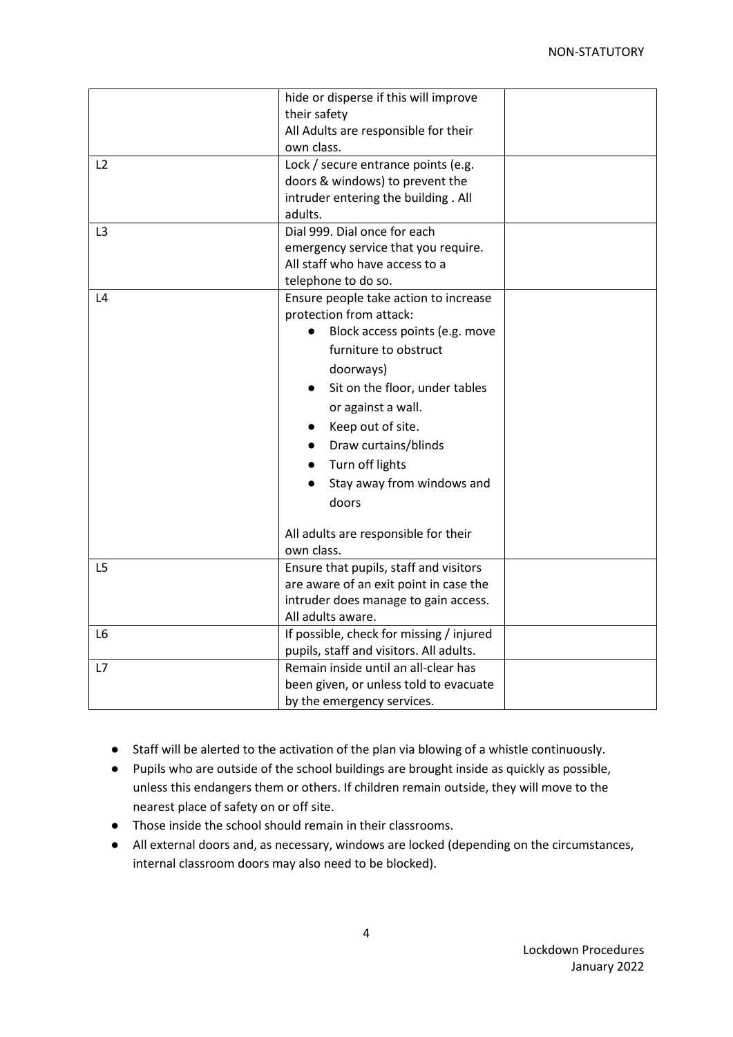| | | |
|---|---|---|
| | hide or disperse if this will improve their safety<br>All Adults are responsible for their own class. | |
| L2 | Lock / secure entrance points (e.g. doors & windows) to prevent the intruder entering the building . All adults. | |
| L3 | Dial 999. Dial once for each emergency service that you require. All staff who have access to a telephone to do so. | |
| L4 | Ensure people take action to increase protection from attack:<br>● Block access points (e.g. move furniture to obstruct doorways)<br>● Sit on the floor, under tables or against a wall.<br>● Keep out of site.<br>● Draw curtains/blinds<br>● Turn off lights<br>● Stay away from windows and doors<br><br>All adults are responsible for their own class. | |
| L5 | Ensure that pupils, staff and visitors are aware of an exit point in case the intruder does manage to gain access. All adults aware. | |
| L6 | If possible, check for missing / injured pupils, staff and visitors. All adults. | |
| L7 | Remain inside until an all-clear has been given, or unless told to evacuate by the emergency services. | |

- Staff will be alerted to the activation of the plan via blowing of a whistle continuously.
- Pupils who are outside of the school buildings are brought inside as quickly as possible, unless this endangers them or others. If children remain outside, they will move to the nearest place of safety on or off site.
- Those inside the school should remain in their classrooms.
- All external doors and, as necessary, windows are locked (depending on the circumstances, internal classroom doors may also need to be blocked).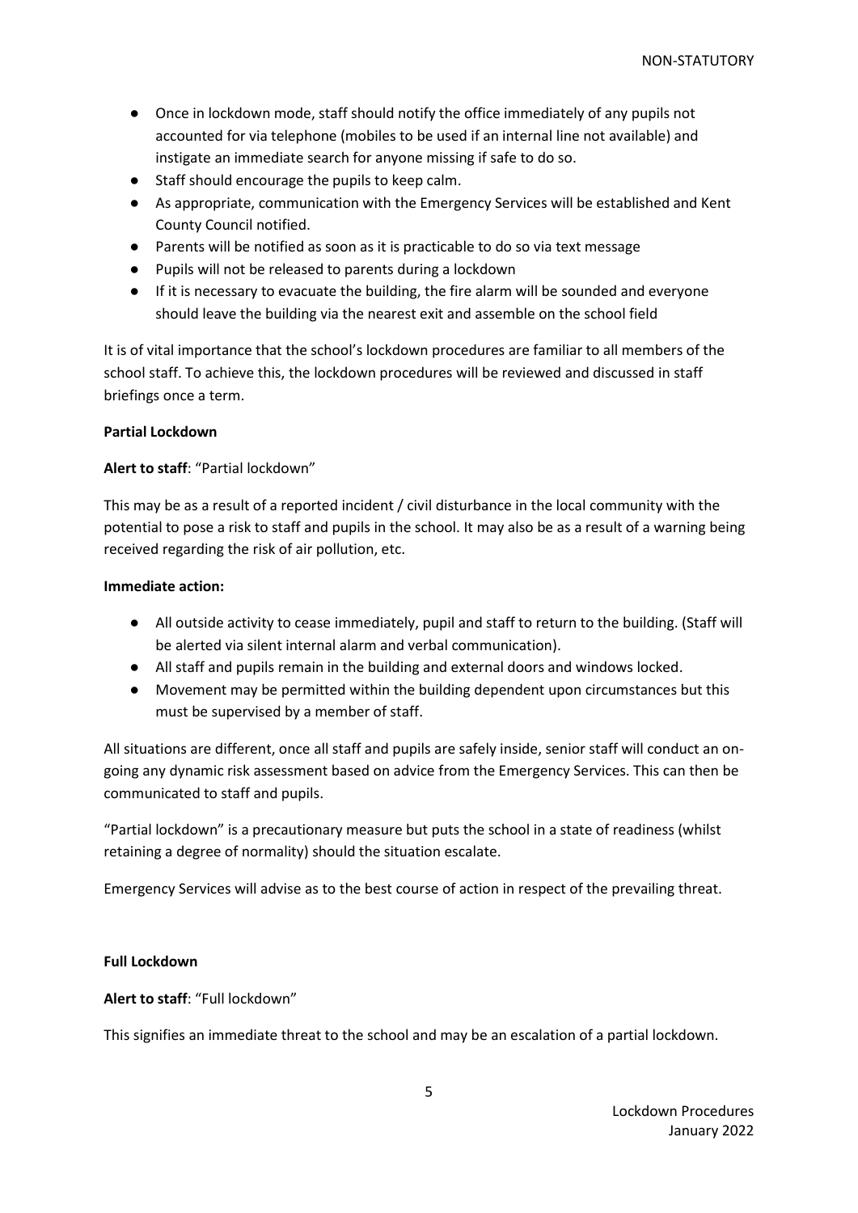- Once in lockdown mode, staff should notify the office immediately of any pupils not accounted for via telephone (mobiles to be used if an internal line not available) and instigate an immediate search for anyone missing if safe to do so.
- Staff should encourage the pupils to keep calm.
- As appropriate, communication with the Emergency Services will be established and Kent County Council notified.
- Parents will be notified as soon as it is practicable to do so via text message
- Pupils will not be released to parents during a lockdown
- If it is necessary to evacuate the building, the fire alarm will be sounded and everyone should leave the building via the nearest exit and assemble on the school field

It is of vital importance that the school's lockdown procedures are familiar to all members of the school staff. To achieve this, the lockdown procedures will be reviewed and discussed in staff briefings once a term.

**Partial Lockdown**

**Alert to staff**: "Partial lockdown"

This may be as a result of a reported incident / civil disturbance in the local community with the potential to pose a risk to staff and pupils in the school. It may also be as a result of a warning being received regarding the risk of air pollution, etc.

**Immediate action:**

- All outside activity to cease immediately, pupil and staff to return to the building. (Staff will be alerted via silent internal alarm and verbal communication).
- All staff and pupils remain in the building and external doors and windows locked.
- Movement may be permitted within the building dependent upon circumstances but this must be supervised by a member of staff.

All situations are different, once all staff and pupils are safely inside, senior staff will conduct an on-going any dynamic risk assessment based on advice from the Emergency Services. This can then be communicated to staff and pupils.

"Partial lockdown" is a precautionary measure but puts the school in a state of readiness (whilst retaining a degree of normality) should the situation escalate.

Emergency Services will advise as to the best course of action in respect of the prevailing threat.

**Full Lockdown**

**Alert to staff**: "Full lockdown"

This signifies an immediate threat to the school and may be an escalation of a partial lockdown.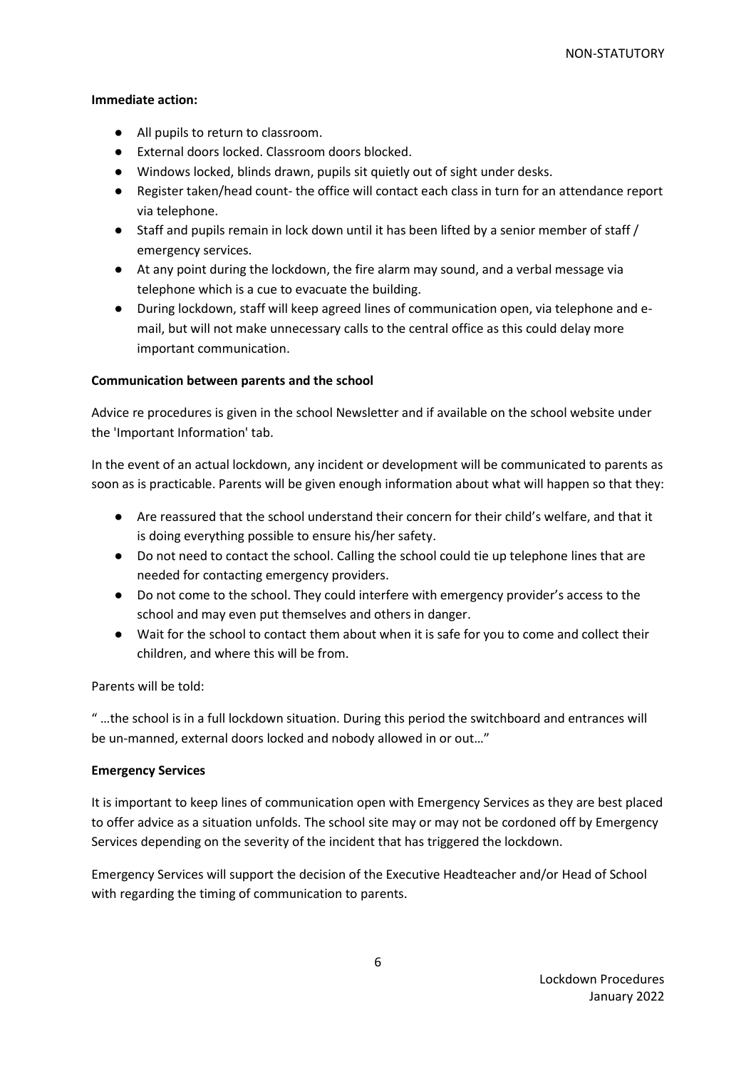**Immediate action:**

- All pupils to return to classroom.
- External doors locked. Classroom doors blocked.
- Windows locked, blinds drawn, pupils sit quietly out of sight under desks.
- Register taken/head count- the office will contact each class in turn for an attendance report via telephone.
- Staff and pupils remain in lock down until it has been lifted by a senior member of staff / emergency services.
- At any point during the lockdown, the fire alarm may sound, and a verbal message via telephone which is a cue to evacuate the building.
- During lockdown, staff will keep agreed lines of communication open, via telephone and e-mail, but will not make unnecessary calls to the central office as this could delay more important communication.

**Communication between parents and the school**

Advice re procedures is given in the school Newsletter and if available on the school website under the 'Important Information' tab.

In the event of an actual lockdown, any incident or development will be communicated to parents as soon as is practicable. Parents will be given enough information about what will happen so that they:

- Are reassured that the school understand their concern for their child's welfare, and that it is doing everything possible to ensure his/her safety.
- Do not need to contact the school. Calling the school could tie up telephone lines that are needed for contacting emergency providers.
- Do not come to the school. They could interfere with emergency provider's access to the school and may even put themselves and others in danger.
- Wait for the school to contact them about when it is safe for you to come and collect their children, and where this will be from.

Parents will be told:

" …the school is in a full lockdown situation. During this period the switchboard and entrances will be un-manned, external doors locked and nobody allowed in or out…"

**Emergency Services**

It is important to keep lines of communication open with Emergency Services as they are best placed to offer advice as a situation unfolds. The school site may or may not be cordoned off by Emergency Services depending on the severity of the incident that has triggered the lockdown.

Emergency Services will support the decision of the Executive Headteacher and/or Head of School with regarding the timing of communication to parents.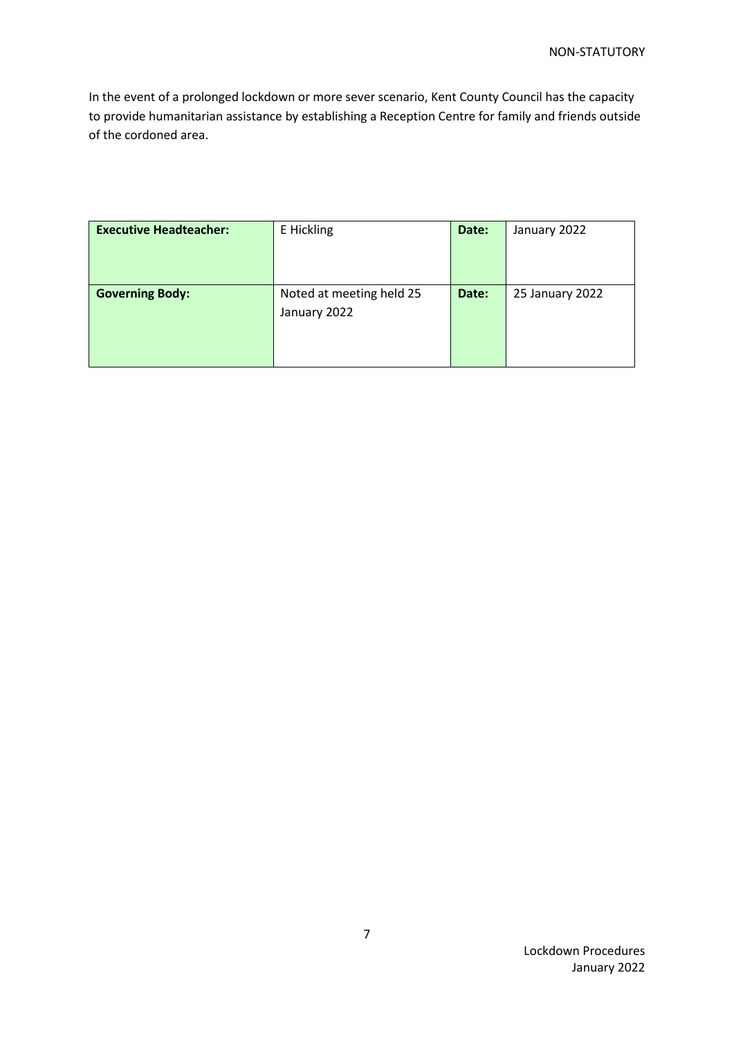In the event of a prolonged lockdown or more sever scenario, Kent County Council has the capacity to provide humanitarian assistance by establishing a Reception Centre for family and friends outside of the cordoned area.

| | | | |
|---|---|---|---|
| **Executive Headteacher:** | E Hickling | **Date:** | January 2022 |
| **Governing Body:** | Noted at meeting held 25 January 2022 | **Date:** | 25 January 2022 |